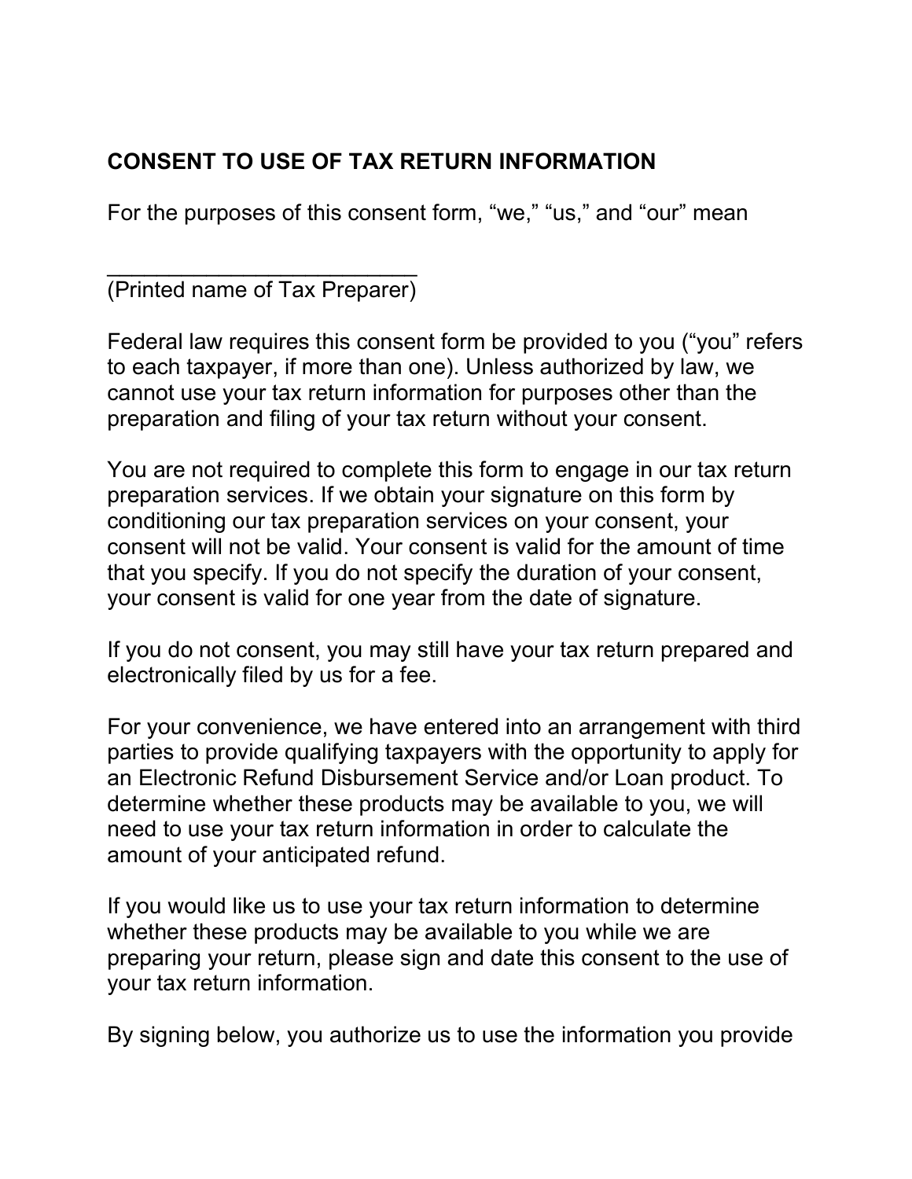# CONSENT TO USE OF TAX RETURN INFORMATION

For the purposes of this consent form, “we,” “us,” and “our” mean

___________________________
(Printed name of Tax Preparer)

Federal law requires this consent form be provided to you (“you” refers to each taxpayer, if more than one). Unless authorized by law, we cannot use your tax return information for purposes other than the preparation and filing of your tax return without your consent.

You are not required to complete this form to engage in our tax return preparation services. If we obtain your signature on this form by conditioning our tax preparation services on your consent, your consent will not be valid. Your consent is valid for the amount of time that you specify. If you do not specify the duration of your consent, your consent is valid for one year from the date of signature.

If you do not consent, you may still have your tax return prepared and electronically filed by us for a fee.

For your convenience, we have entered into an arrangement with third parties to provide qualifying taxpayers with the opportunity to apply for an Electronic Refund Disbursement Service and/or Loan product. To determine whether these products may be available to you, we will need to use your tax return information in order to calculate the amount of your anticipated refund.

If you would like us to use your tax return information to determine whether these products may be available to you while we are preparing your return, please sign and date this consent to the use of your tax return information.

By signing below, you authorize us to use the information you provide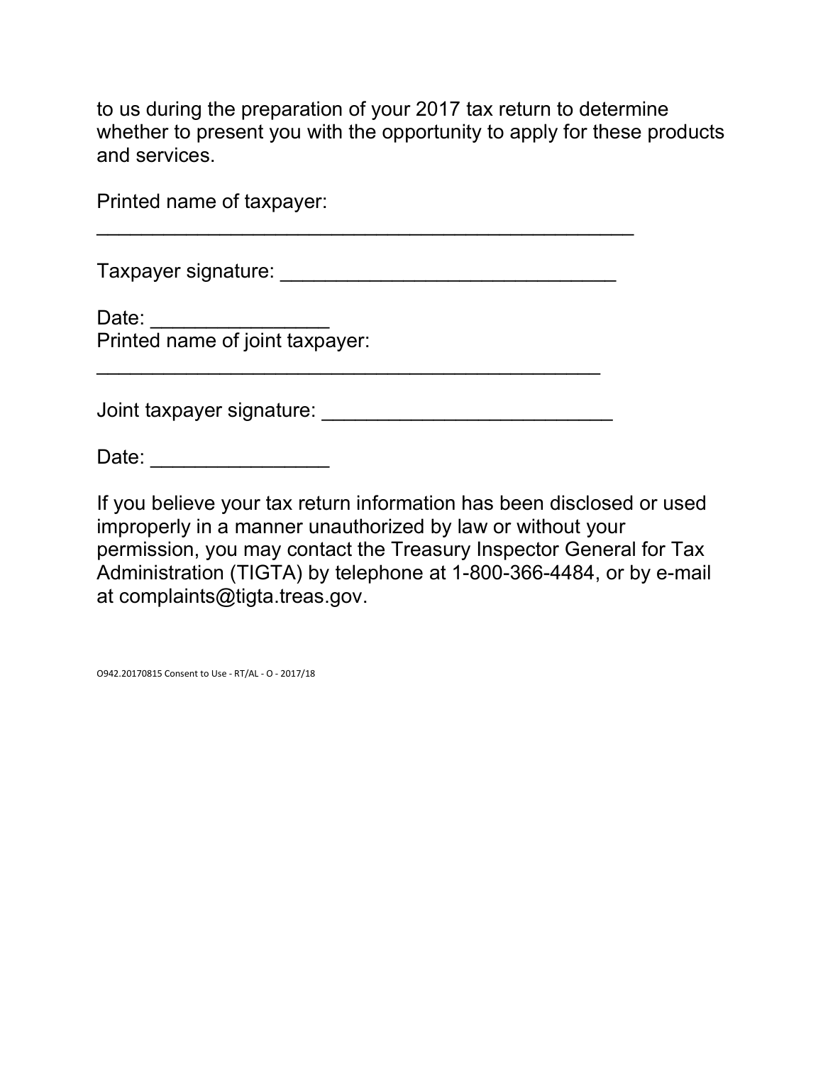to us during the preparation of your 2017 tax return to determine whether to present you with the opportunity to apply for these products and services.

Printed name of taxpayer:
_______________________________________________

Taxpayer signature: _____________________________

Date: _______________
Printed name of joint taxpayer:
____________________________________________

Joint taxpayer signature: _________________________

Date: _______________

If you believe your tax return information has been disclosed or used improperly in a manner unauthorized by law or without your permission, you may contact the Treasury Inspector General for Tax Administration (TIGTA) by telephone at 1-800-366-4484, or by e-mail at complaints@tigta.treas.gov.

O942.20170815 Consent to Use - RT/AL - O - 2017/18